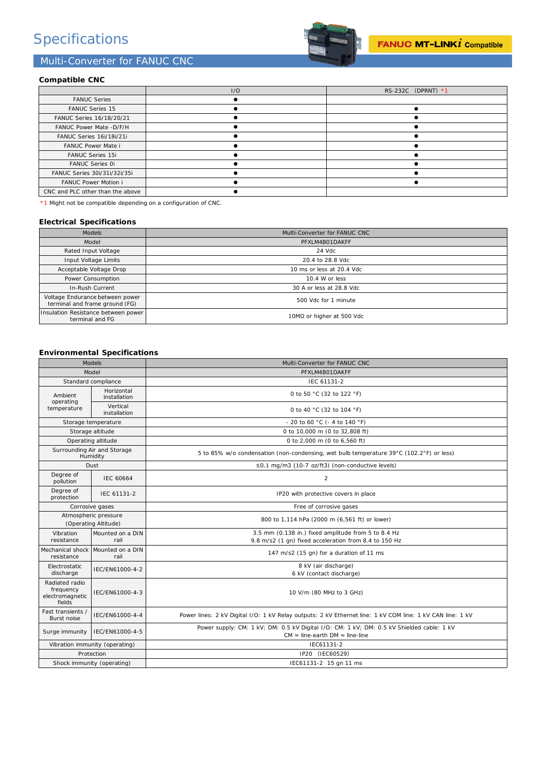# Specifications

## Multi-Converter for FANUC CNC

FANUC MT-LINKi Compatible

### Compatible CNC

| | I/O | RS-232C (DPRNT) *1 |
|---|---|---|
| FANUC Series | ● | |
| FANUC Series 15 | ● | ● |
| FANUC Series 16/18/20/21 | ● | ● |
| FANUC Power Mate -D/F/H | ● | ● |
| FANUC Series 16i/18i/21i | ● | ● |
| FANUC Power Mate i | ● | ● |
| FANUC Series 15i | ● | ● |
| FANUC Series 0i | ● | ● |
| FANUC Series 30i/31i/32i/35i | ● | ● |
| FANUC Power Motion i | ● | ● |
| CNC and PLC other than the above | ● | |

*1 Might not be compatible depending on a configuration of CNC.

### Electrical Specifications

| Models | Multi-Converter for FANUC CNC |
|---|---|
| Model | PFXLM4B01DAKFF |
| Rated Input Voltage | 24 Vdc |
| Input Voltage Limits | 20.4 to 28.8 Vdc |
| Acceptable Voltage Drop | 10 ms or less at 20.4 Vdc |
| Power Consumption | 10.4 W or less |
| In-Rush Current | 30 A or less at 28.8 Vdc |
| Voltage Endurance between power terminal and frame ground (FG) | 500 Vdc for 1 minute |
| Insulation Resistance between power terminal and FG | 10MΩ or higher at 500 Vdc |

### Environmental Specifications

| Models | | Multi-Converter for FANUC CNC |
|---|---|---|
| Model | | PFXLM4B01DAKFF |
| Standard compliance | | IEC 61131-2 |
| Ambient operating temperature | Horizontal installation | 0 to 50 °C (32 to 122 °F) |
| | Vertical installation | 0 to 40 °C (32 to 104 °F) |
| Storage temperature | | - 20 to 60 °C (- 4 to 140 °F) |
| Storage altitude | | 0 to 10,000 m (0 to 32,808 ft) |
| Operating altitude | | 0 to 2,000 m (0 to 6,560 ft) |
| Surrounding Air and Storage Humidity | | 5 to 85% w/o condensation (non-condensing, wet bulb temperature 39°C (102.2°F) or less) |
| Dust | | ≤0.1 mg/m3 (10-7 oz/ft3) (non-conductive levels) |
| Degree of pollution | IEC 60664 | 2 |
| Degree of protection | IEC 61131-2 | IP20 with protective covers in place |
| Corrosive gases | | Free of corrosive gases |
| Atmospheric pressure (Operating Altitude) | | 800 to 1,114 hPa (2000 m (6,561 ft) or lower) |
| Vibration resistance | Mounted on a DIN rail | 3.5 mm (0.138 in.) fixed amplitude from 5 to 8.4 Hz<br>9.8 m/s2 (1 gn) fixed acceleration from 8.4 to 150 Hz |
| Mechanical shock resistance | Mounted on a DIN rail | 147 m/s2 (15 gn) for a duration of 11 ms |
| Electrostatic discharge | IEC/EN61000-4-2 | 8 kV (air discharge)<br>6 kV (contact discharge) |
| Radiated radio frequency electromagnetic fields | IEC/EN61000-4-3 | 10 V/m (80 MHz to 3 GHz) |
| Fast transients / Burst noise | IEC/EN61000-4-4 | Power lines: 2 kV Digital I/O: 1 kV Relay outputs: 2 kV Ethernet line: 1 kV COM line: 1 kV CAN line: 1 kV |
| Surge immunity | IEC/EN61000-4-5 | Power supply: CM: 1 kV; DM: 0.5 kV Digital I/O: CM: 1 kV; DM: 0.5 kV Shielded cable: 1 kV<br>CM = line-earth DM = line-line |
| Vibration immunity (operating) | | IEC61131-2 |
| Protection | | IP20 (IEC60529) |
| Shock immunity (operating) | | IEC61131-2 15 gn 11 ms |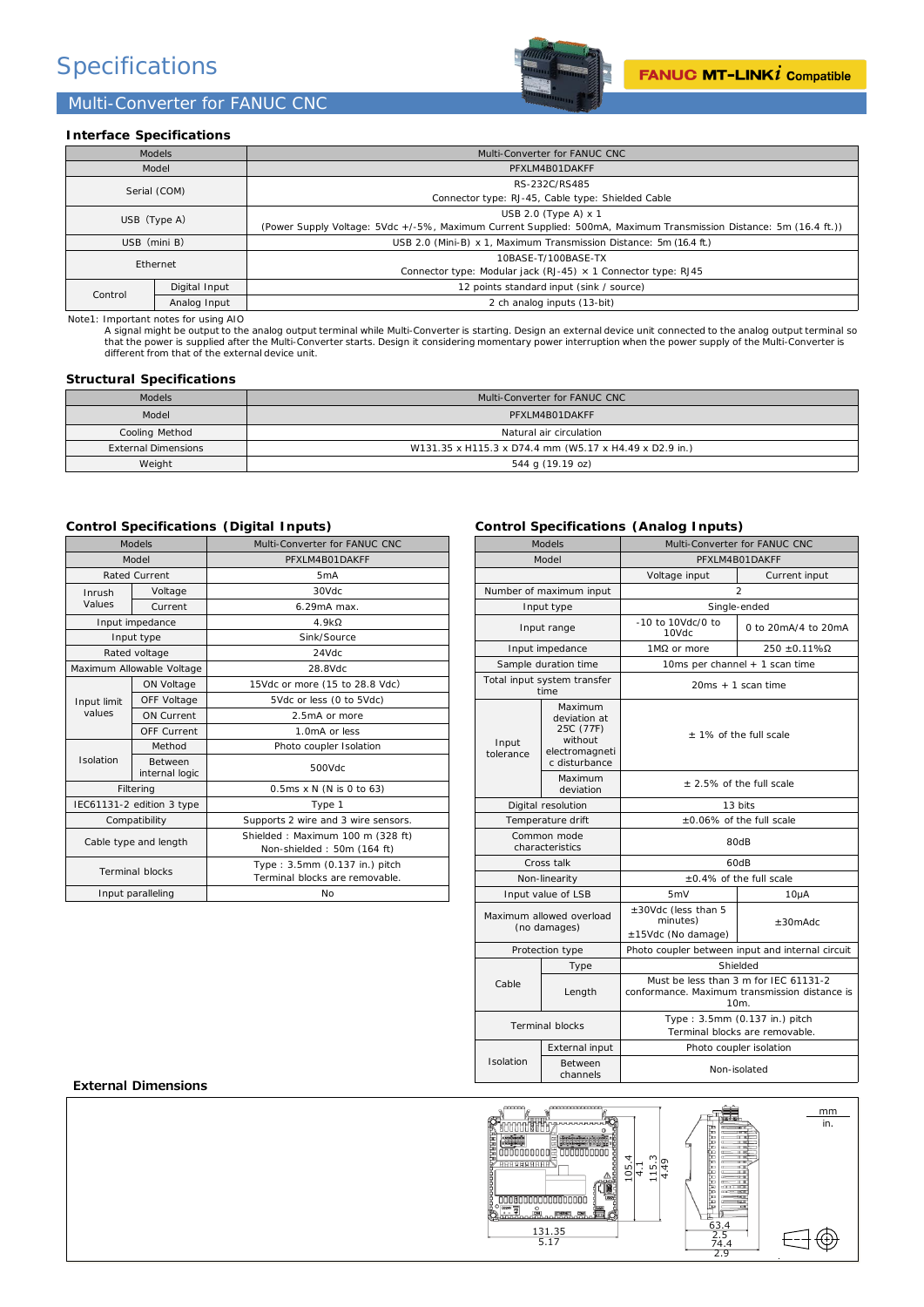# Specifications

## Multi-Converter for FANUC CNC

FANUC MT-LINKi Compatible

### Interface Specifications

| Models | | Multi-Converter for FANUC CNC |
|---|---|---|
| Model | | PFXLM4B01DAKFF |
| Serial (COM) | | RS-232C/RS485<br>Connector type: RJ-45, Cable type: Shielded Cable |
| USB (Type A) | | USB 2.0 (Type A) x 1<br>(Power Supply Voltage: 5Vdc +/-5%, Maximum Current Supplied: 500mA, Maximum Transmission Distance: 5m (16.4 ft.)) |
| USB (mini B) | | USB 2.0 (Mini-B) x 1, Maximum Transmission Distance: 5m (16.4 ft.) |
| Ethernet | | 10BASE-T/100BASE-TX<br>Connector type: Modular jack (RJ-45) × 1 Connector type: RJ45 |
| Control | Digital Input | 12 points standard input (sink / source) |
| | Analog Input | 2 ch analog inputs (13-bit) |

Note1: Important notes for using AIO
A signal might be output to the analog output terminal while Multi-Converter is starting. Design an external device unit connected to the analog output terminal so that the power is supplied after the Multi-Converter starts. Design it considering momentary power interruption when the power supply of the Multi-Converter is different from that of the external device unit.

### Structural Specifications

| Models | Multi-Converter for FANUC CNC |
|---|---|
| Model | PFXLM4B01DAKFF |
| Cooling Method | Natural air circulation |
| External Dimensions | W131.35 x H115.3 x D74.4 mm (W5.17 x H4.49 x D2.9 in.) |
| Weight | 544 g (19.19 oz) |

### Control Specifications (Digital Inputs)

| Models | | Multi-Converter for FANUC CNC |
|---|---|---|
| Model | | PFXLM4B01DAKFF |
| Rated Current | | 5mA |
| Inrush Values | Voltage | 30Vdc |
| | Current | 6.29mA max. |
| Input impedance | | 4.9kΩ |
| Input type | | Sink/Source |
| Rated voltage | | 24Vdc |
| Maximum Allowable Voltage | | 28.8Vdc |
| Input limit values | ON Voltage | 15Vdc or more (15 to 28.8 Vdc) |
| | OFF Voltage | 5Vdc or less (0 to 5Vdc) |
| | ON Current | 2.5mA or more |
| | OFF Current | 1.0mA or less |
| Isolation | Method | Photo coupler Isolation |
| | Between internal logic | 500Vdc |
| Filtering | | 0.5ms x N (N is 0 to 63) |
| IEC61131-2 edition 3 type | | Type 1 |
| Compatibility | | Supports 2 wire and 3 wire sensors. |
| Cable type and length | | Shielded : Maximum 100 m (328 ft)<br>Non-shielded : 50m (164 ft) |
| Terminal blocks | | Type : 3.5mm (0.137 in.) pitch<br>Terminal blocks are removable. |
| Input paralleling | | No |

### Control Specifications (Analog Inputs)

| Models | | Multi-Converter for FANUC CNC | |
|---|---|---|---|
| Model | | PFXLM4B01DAKFF | |
| | | Voltage input | Current input |
| Number of maximum input | | 2 | |
| Input type | | Single-ended | |
| Input range | | -10 to 10Vdc/0 to 10Vdc | 0 to 20mA/4 to 20mA |
| Input impedance | | 1MΩ or more | 250 ±0.11%Ω |
| Sample duration time | | 10ms per channel + 1 scan time | |
| Total input system transfer time | | 20ms + 1 scan time | |
| Input tolerance | Maximum deviation at 25C (77F) without electromagnetic disturbance | ± 1% of the full scale | |
| | Maximum deviation | ± 2.5% of the full scale | |
| Digital resolution | | 13 bits | |
| Temperature drift | | ±0.06% of the full scale | |
| Common mode characteristics | | 80dB | |
| Cross talk | | 60dB | |
| Non-linearity | | ±0.4% of the full scale | |
| Input value of LSB | | 5mV | 10μA |
| Maximum allowed overload (no damages) | | ±30Vdc (less than 5 minutes)<br>±15Vdc (No damage) | ±30mAdc |
| Protection type | | Photo coupler between input and internal circuit | |
| Cable | Type | Shielded | |
| | Length | Must be less than 3 m for IEC 61131-2 conformance. Maximum transmission distance is 10m. | |
| Terminal blocks | | Type : 3.5mm (0.137 in.) pitch<br>Terminal blocks are removable. | |
| Isolation | External input | Photo coupler isolation | |
| | Between channels | Non-isolated | |

### External Dimensions

mm
in.

105.4
4.1
115.3
4.49
131.35
5.17
63.4
2.5
74.4
2.9